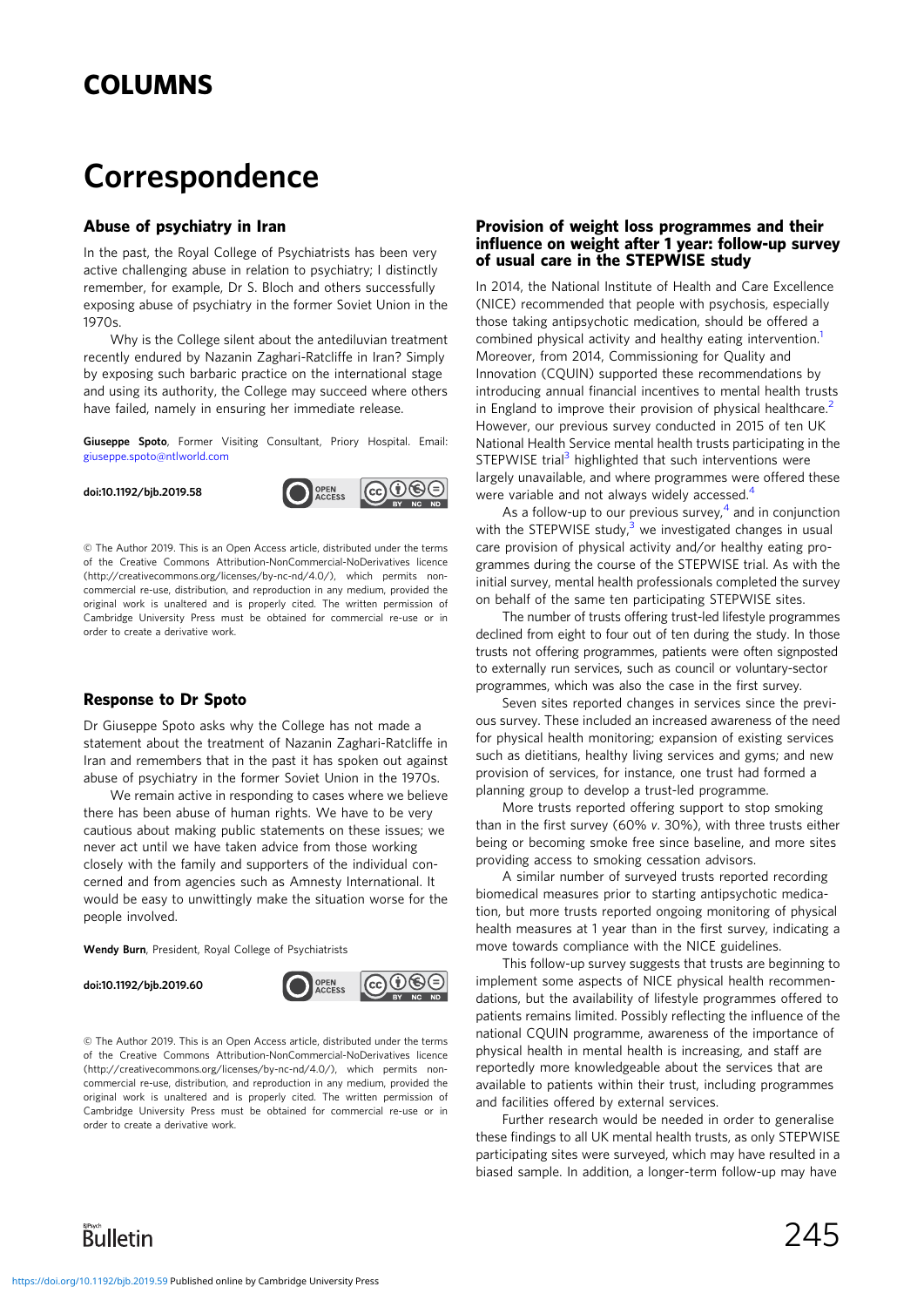# COLUMNS

# Correspondence

## Abuse of psychiatry in Iran

In the past, the Royal College of Psychiatrists has been very active challenging abuse in relation to psychiatry; I distinctly remember, for example, Dr S. Bloch and others successfully exposing abuse of psychiatry in the former Soviet Union in the 1970s.

Why is the College silent about the antediluvian treatment recently endured by Nazanin Zaghari-Ratcliffe in Iran? Simply by exposing such barbaric practice on the international stage and using its authority, the College may succeed where others have failed, namely in ensuring her immediate release.

**Giuseppe Spoto**, Former Visiting Consultant, Priory Hospital. Email: giuseppe.spoto@ntlworld.com

**doi:10.1192/bjb.2019.58**

© The Author 2019. This is an Open Access article, distributed under the terms of the Creative Commons Attribution-NonCommercial-NoDerivatives licence (http://creativecommons.org/licenses/by-nc-nd/4.0/), which permits non-commercial re-use, distribution, and reproduction in any medium, provided the original work is unaltered and is properly cited. The written permission of Cambridge University Press must be obtained for commercial re-use or in order to create a derivative work.

## Response to Dr Spoto

Dr Giuseppe Spoto asks why the College has not made a statement about the treatment of Nazanin Zaghari-Ratcliffe in Iran and remembers that in the past it has spoken out against abuse of psychiatry in the former Soviet Union in the 1970s.

We remain active in responding to cases where we believe there has been abuse of human rights. We have to be very cautious about making public statements on these issues; we never act until we have taken advice from those working closely with the family and supporters of the individual concerned and from agencies such as Amnesty International. It would be easy to unwittingly make the situation worse for the people involved.

**Wendy Burn**, President, Royal College of Psychiatrists

**doi:10.1192/bjb.2019.60**

© The Author 2019. This is an Open Access article, distributed under the terms of the Creative Commons Attribution-NonCommercial-NoDerivatives licence (http://creativecommons.org/licenses/by-nc-nd/4.0/), which permits non-commercial re-use, distribution, and reproduction in any medium, provided the original work is unaltered and is properly cited. The written permission of Cambridge University Press must be obtained for commercial re-use or in order to create a derivative work.

## Provision of weight loss programmes and their influence on weight after 1 year: follow-up survey of usual care in the STEPWISE study

In 2014, the National Institute of Health and Care Excellence (NICE) recommended that people with psychosis, especially those taking antipsychotic medication, should be offered a combined physical activity and healthy eating intervention.[1] Moreover, from 2014, Commissioning for Quality and Innovation (CQUIN) supported these recommendations by introducing annual financial incentives to mental health trusts in England to improve their provision of physical healthcare.[2] However, our previous survey conducted in 2015 of ten UK National Health Service mental health trusts participating in the STEPWISE trial[3] highlighted that such interventions were largely unavailable, and where programmes were offered these were variable and not always widely accessed.[4]

As a follow-up to our previous survey,[4] and in conjunction with the STEPWISE study,[3] we investigated changes in usual care provision of physical activity and/or healthy eating programmes during the course of the STEPWISE trial. As with the initial survey, mental health professionals completed the survey on behalf of the same ten participating STEPWISE sites.

The number of trusts offering trust-led lifestyle programmes declined from eight to four out of ten during the study. In those trusts not offering programmes, patients were often signposted to externally run services, such as council or voluntary-sector programmes, which was also the case in the first survey.

Seven sites reported changes in services since the previous survey. These included an increased awareness of the need for physical health monitoring; expansion of existing services such as dietitians, healthy living services and gyms; and new provision of services, for instance, one trust had formed a planning group to develop a trust-led programme.

More trusts reported offering support to stop smoking than in the first survey (60% *v.* 30%), with three trusts either being or becoming smoke free since baseline, and more sites providing access to smoking cessation advisors.

A similar number of surveyed trusts reported recording biomedical measures prior to starting antipsychotic medication, but more trusts reported ongoing monitoring of physical health measures at 1 year than in the first survey, indicating a move towards compliance with the NICE guidelines.

This follow-up survey suggests that trusts are beginning to implement some aspects of NICE physical health recommendations, but the availability of lifestyle programmes offered to patients remains limited. Possibly reflecting the influence of the national CQUIN programme, awareness of the importance of physical health in mental health is increasing, and staff are reportedly more knowledgeable about the services that are available to patients within their trust, including programmes and facilities offered by external services.

Further research would be needed in order to generalise these findings to all UK mental health trusts, as only STEPWISE participating sites were surveyed, which may have resulted in a biased sample. In addition, a longer-term follow-up may have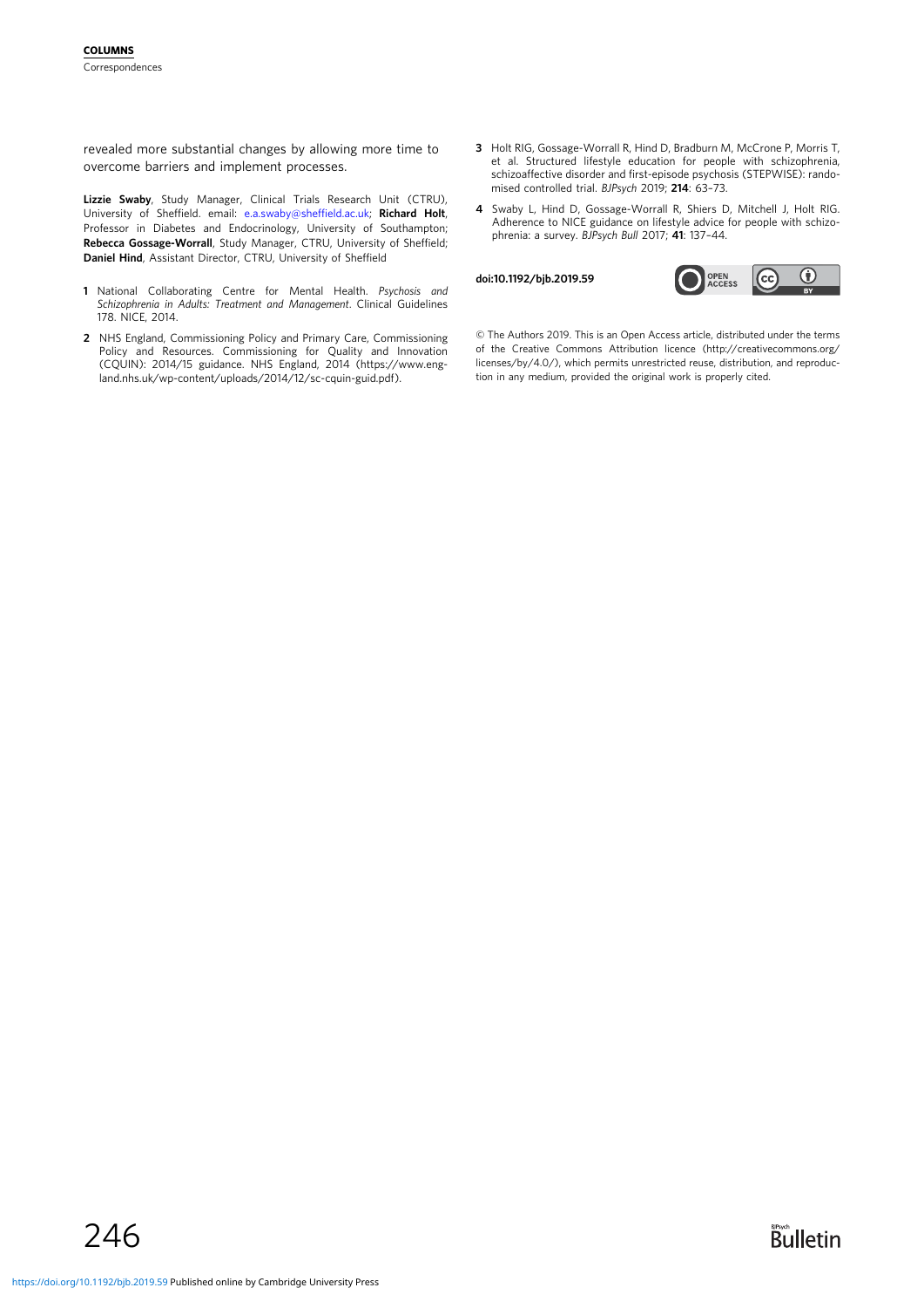revealed more substantial changes by allowing more time to overcome barriers and implement processes.

**Lizzie Swaby**, Study Manager, Clinical Trials Research Unit (CTRU), University of Sheffield. email: e.a.swaby@sheffield.ac.uk; **Richard Holt**, Professor in Diabetes and Endocrinology, University of Southampton; **Rebecca Gossage-Worrall**, Study Manager, CTRU, University of Sheffield; **Daniel Hind**, Assistant Director, CTRU, University of Sheffield

1. National Collaborating Centre for Mental Health. *Psychosis and Schizophrenia in Adults: Treatment and Management*. Clinical Guidelines 178. NICE, 2014.
2. NHS England, Commissioning Policy and Primary Care, Commissioning Policy and Resources. Commissioning for Quality and Innovation (CQUIN): 2014/15 guidance. NHS England, 2014 (https://www.england.nhs.uk/wp-content/uploads/2014/12/sc-cquin-guid.pdf).
3. Holt RIG, Gossage-Worrall R, Hind D, Bradburn M, McCrone P, Morris T, et al. Structured lifestyle education for people with schizophrenia, schizoaffective disorder and first-episode psychosis (STEPWISE): randomised controlled trial. *BJPsych* 2019; **214**: 63–73.
4. Swaby L, Hind D, Gossage-Worrall R, Shiers D, Mitchell J, Holt RIG. Adherence to NICE guidance on lifestyle advice for people with schizophrenia: a survey. *BJPsych Bull* 2017; **41**: 137–44.

**doi:10.1192/bjb.2019.59**

© The Authors 2019. This is an Open Access article, distributed under the terms of the Creative Commons Attribution licence (http://creativecommons.org/licenses/by/4.0/), which permits unrestricted reuse, distribution, and reproduction in any medium, provided the original work is properly cited.